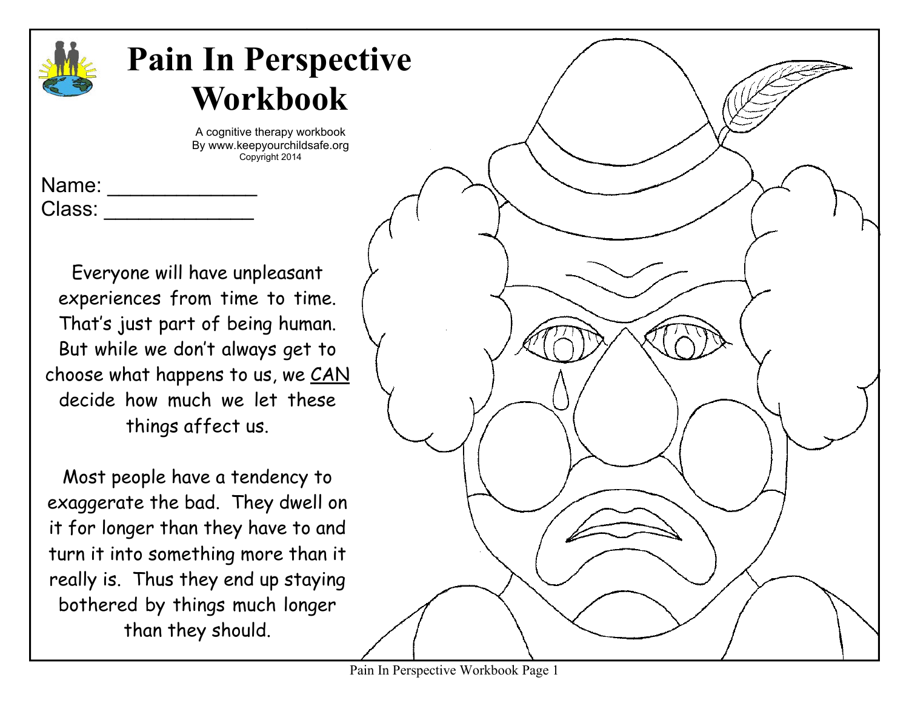# Pain In Perspective Workbook

A cognitive therapy workbook
By www.keepyourchildsafe.org
Copyright 2014

Name: ____________
Class: ____________

Everyone will have unpleasant experiences from time to time. That's just part of being human. But while we don't always get to choose what happens to us, we <u>CAN</u> decide how much we let these things affect us.

Most people have a tendency to exaggerate the bad. They dwell on it for longer than they have to and turn it into something more than it really is. Thus they end up staying bothered by things much longer than they should.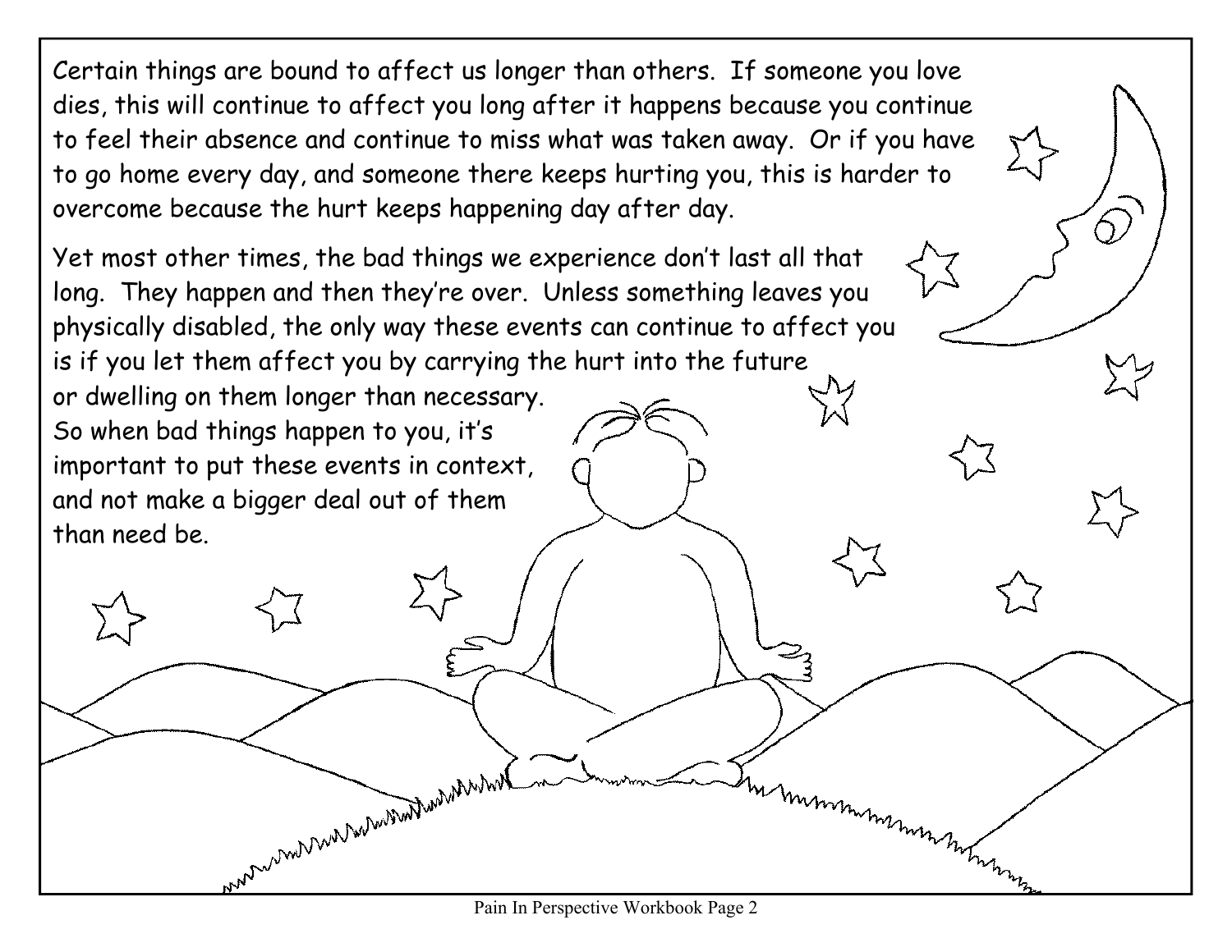Certain things are bound to affect us longer than others. If someone you love dies, this will continue to affect you long after it happens because you continue to feel their absence and continue to miss what was taken away. Or if you have to go home every day, and someone there keeps hurting you, this is harder to overcome because the hurt keeps happening day after day.

Yet most other times, the bad things we experience don't last all that long. They happen and then they're over. Unless something leaves you physically disabled, the only way these events can continue to affect you is if you let them affect you by carrying the hurt into the future or dwelling on them longer than necessary. So when bad things happen to you, it's important to put these events in context, and not make a bigger deal out of them than need be.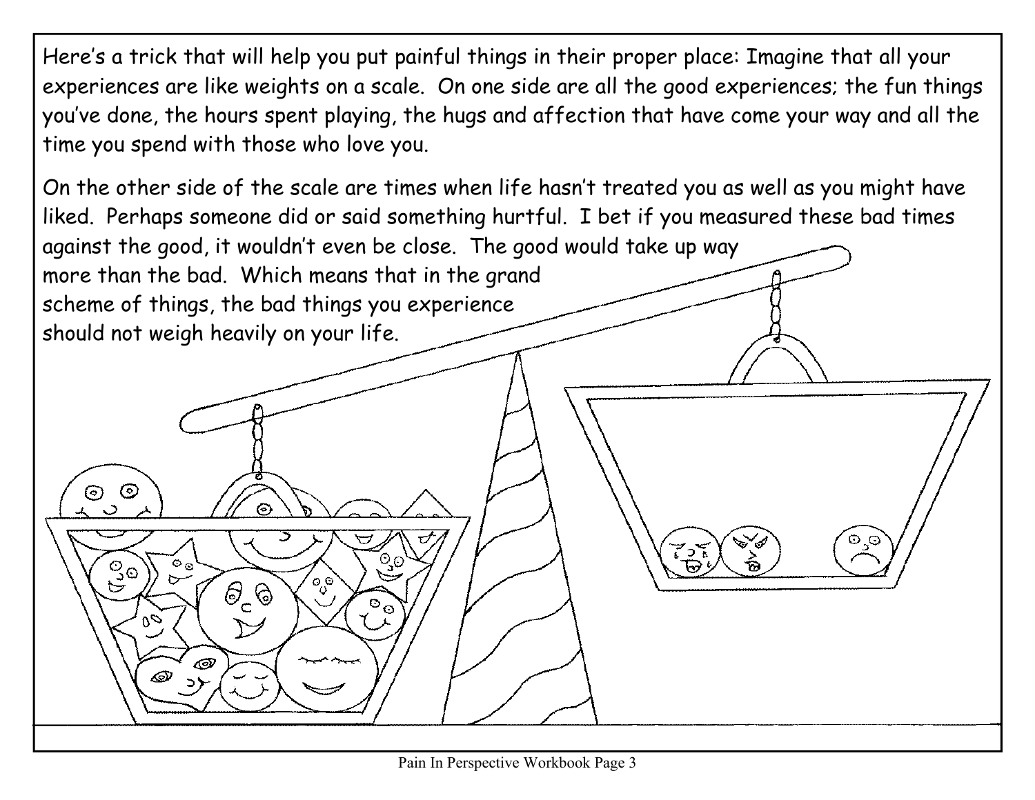Here's a trick that will help you put painful things in their proper place: Imagine that all your experiences are like weights on a scale. On one side are all the good experiences; the fun things you've done, the hours spent playing, the hugs and affection that have come your way and all the time you spend with those who love you.

On the other side of the scale are times when life hasn't treated you as well as you might have liked. Perhaps someone did or said something hurtful. I bet if you measured these bad times against the good, it wouldn't even be close. The good would take up way more than the bad. Which means that in the grand scheme of things, the bad things you experience should not weigh heavily on your life.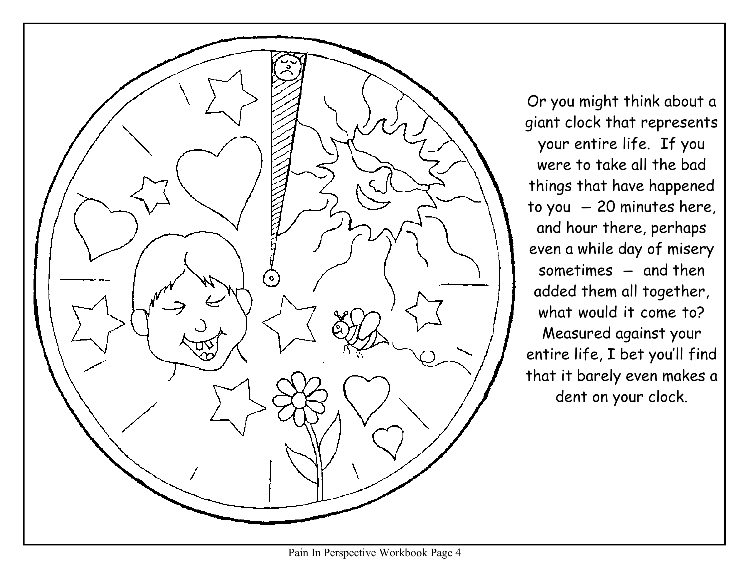Or you might think about a giant clock that represents your entire life. If you were to take all the bad things that have happened to you – 20 minutes here, and hour there, perhaps even a while day of misery sometimes – and then added them all together, what would it come to? Measured against your entire life, I bet you'll find that it barely even makes a dent on your clock.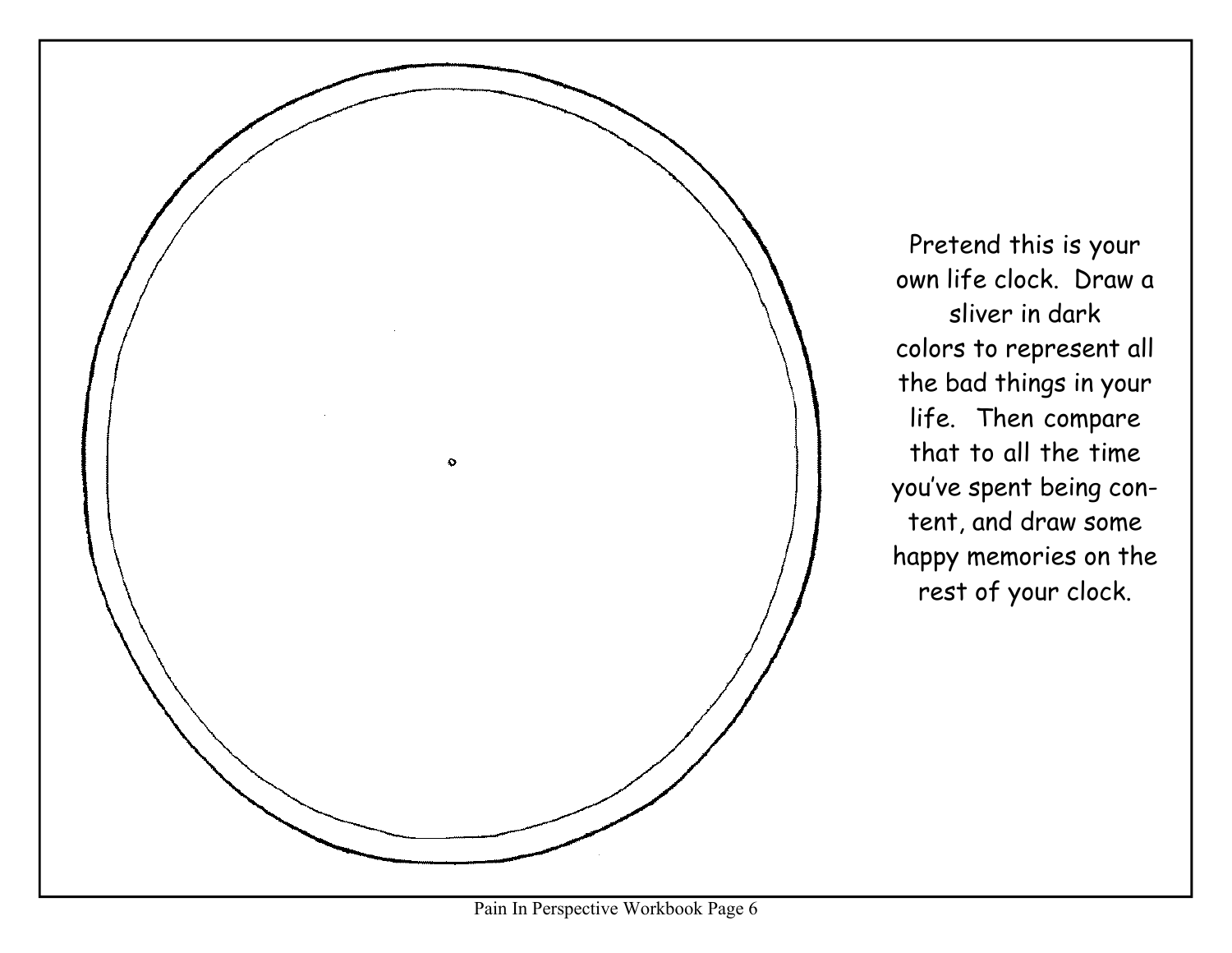Pretend this is your own life clock. Draw a sliver in dark colors to represent all the bad things in your life. Then compare that to all the time you've spent being content, and draw some happy memories on the rest of your clock.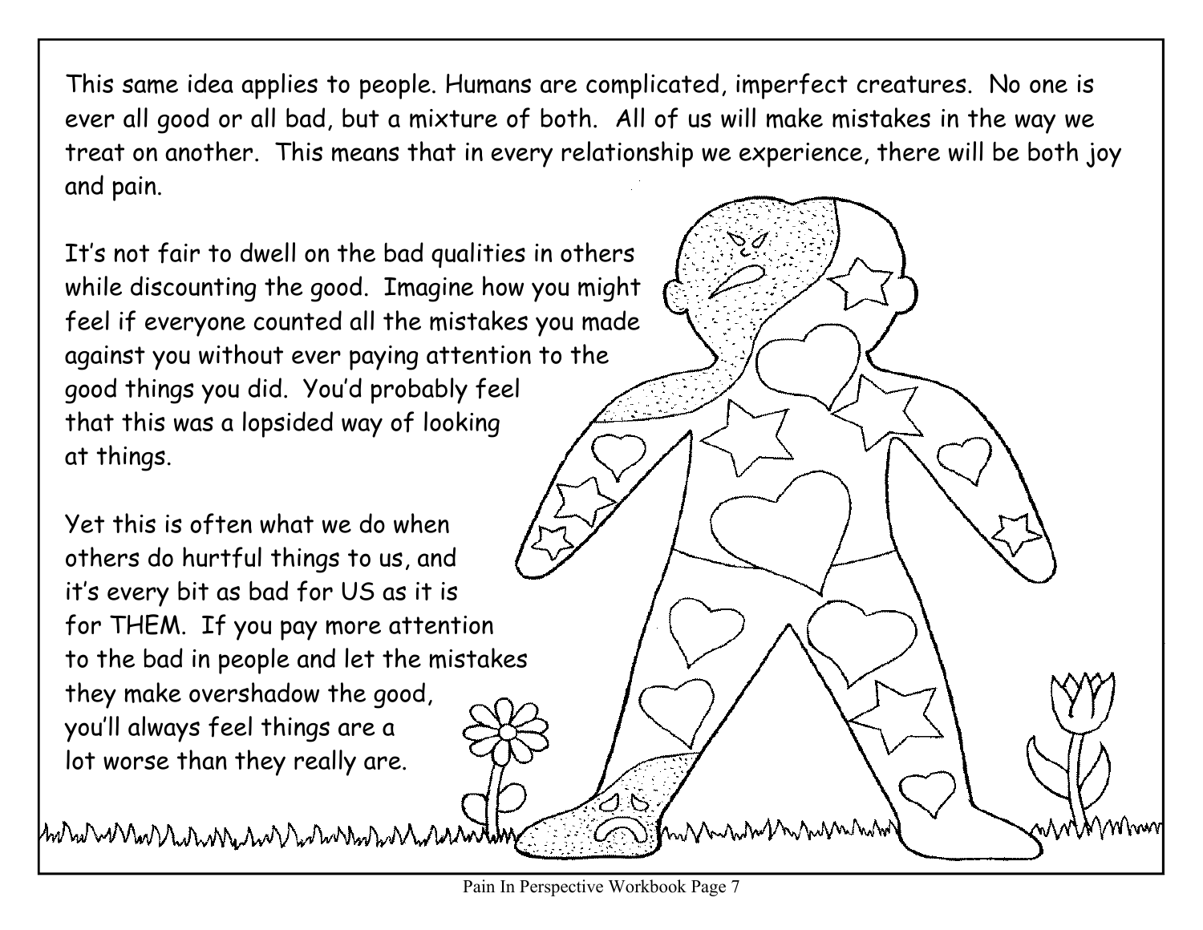This same idea applies to people. Humans are complicated, imperfect creatures. No one is ever all good or all bad, but a mixture of both. All of us will make mistakes in the way we treat on another. This means that in every relationship we experience, there will be both joy and pain.

It's not fair to dwell on the bad qualities in others while discounting the good. Imagine how you might feel if everyone counted all the mistakes you made against you without ever paying attention to the good things you did. You'd probably feel that this was a lopsided way of looking at things.

Yet this is often what we do when others do hurtful things to us, and it's every bit as bad for US as it is for THEM. If you pay more attention to the bad in people and let the mistakes they make overshadow the good, you'll always feel things are a lot worse than they really are.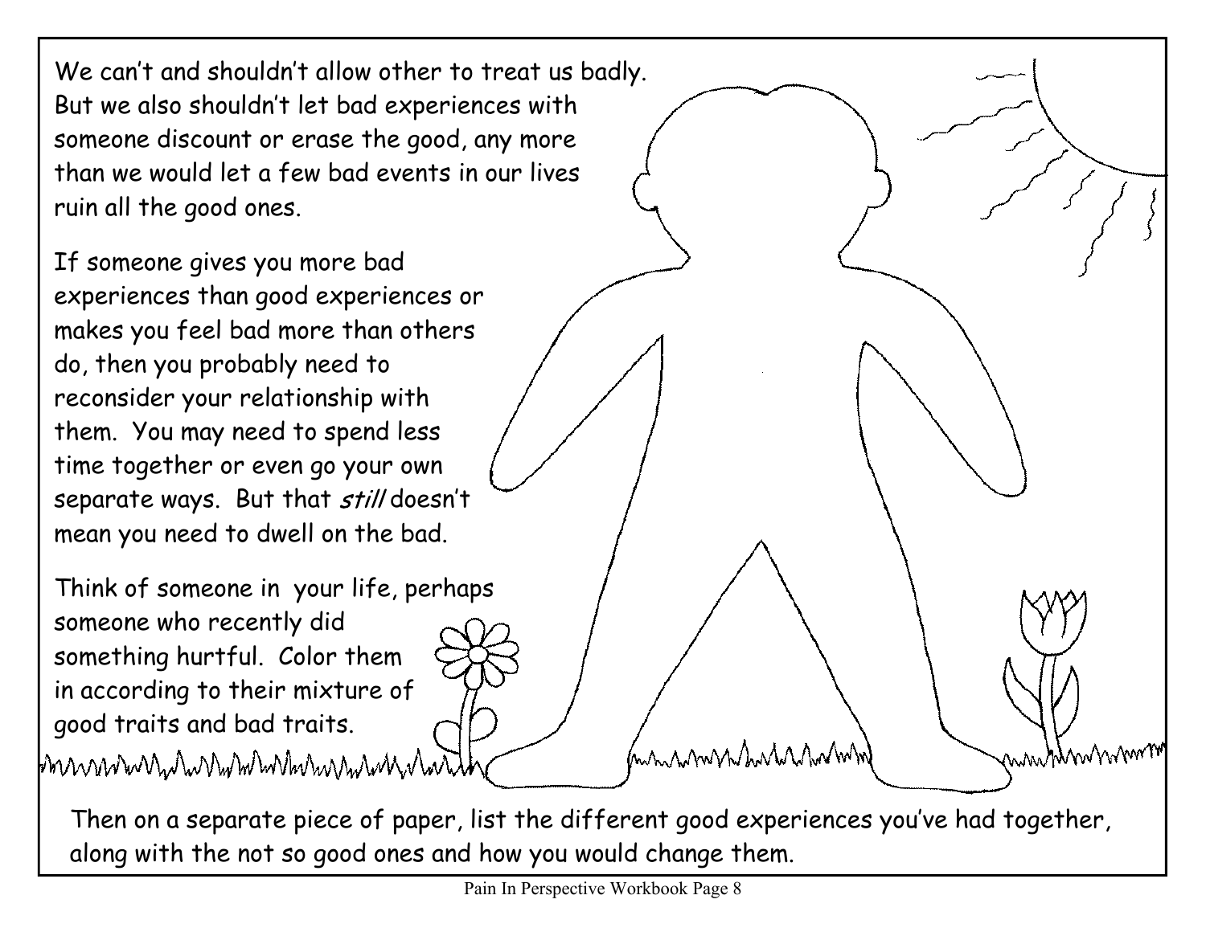We can't and shouldn't allow other to treat us badly. But we also shouldn't let bad experiences with someone discount or erase the good, any more than we would let a few bad events in our lives ruin all the good ones.

If someone gives you more bad experiences than good experiences or makes you feel bad more than others do, then you probably need to reconsider your relationship with them. You may need to spend less time together or even go your own separate ways. But that *still* doesn't mean you need to dwell on the bad.

Think of someone in your life, perhaps someone who recently did something hurtful. Color them in according to their mixture of good traits and bad traits.

Then on a separate piece of paper, list the different good experiences you've had together, along with the not so good ones and how you would change them.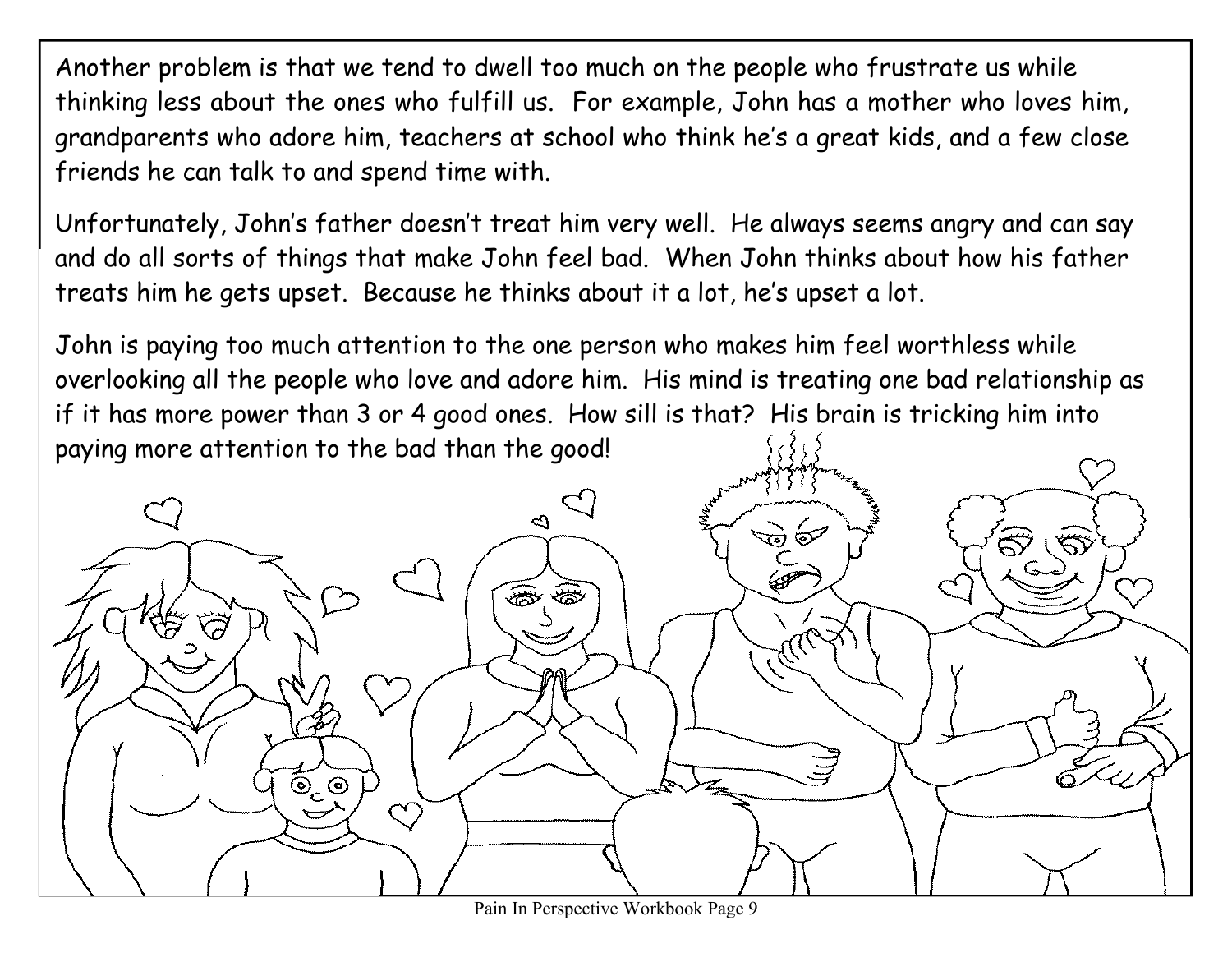Another problem is that we tend to dwell too much on the people who frustrate us while thinking less about the ones who fulfill us. For example, John has a mother who loves him, grandparents who adore him, teachers at school who think he's a great kids, and a few close friends he can talk to and spend time with.

Unfortunately, John's father doesn't treat him very well. He always seems angry and can say and do all sorts of things that make John feel bad. When John thinks about how his father treats him he gets upset. Because he thinks about it a lot, he's upset a lot.

John is paying too much attention to the one person who makes him feel worthless while overlooking all the people who love and adore him. His mind is treating one bad relationship as if it has more power than 3 or 4 good ones. How sill is that? His brain is tricking him into paying more attention to the bad than the good!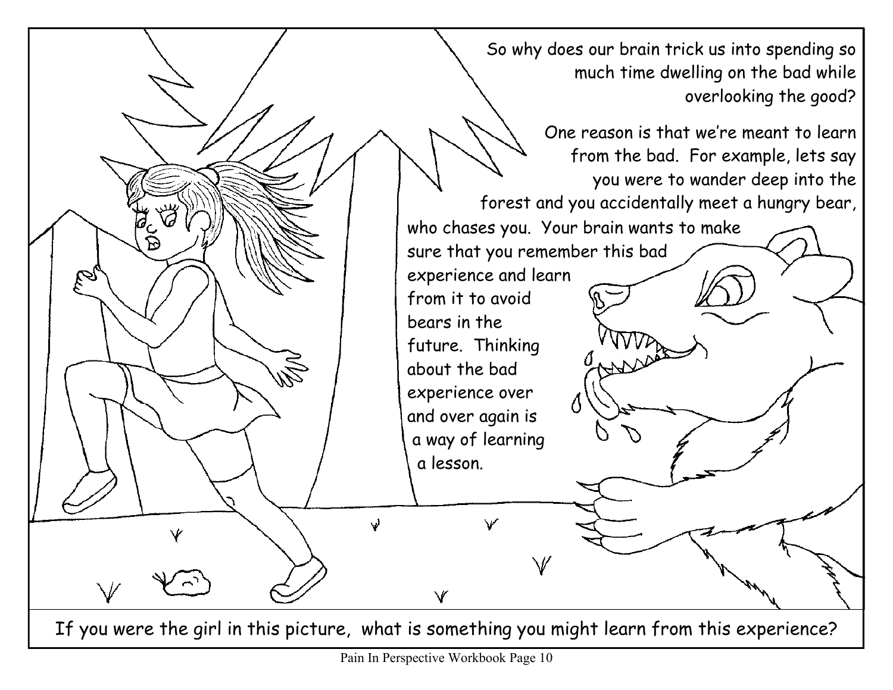So why does our brain trick us into spending so much time dwelling on the bad while overlooking the good?

One reason is that we're meant to learn from the bad. For example, lets say you were to wander deep into the forest and you accidentally meet a hungry bear, who chases you. Your brain wants to make sure that you remember this bad experience and learn from it to avoid bears in the future. Thinking about the bad experience over and over again is a way of learning a lesson.

If you were the girl in this picture, what is something you might learn from this experience?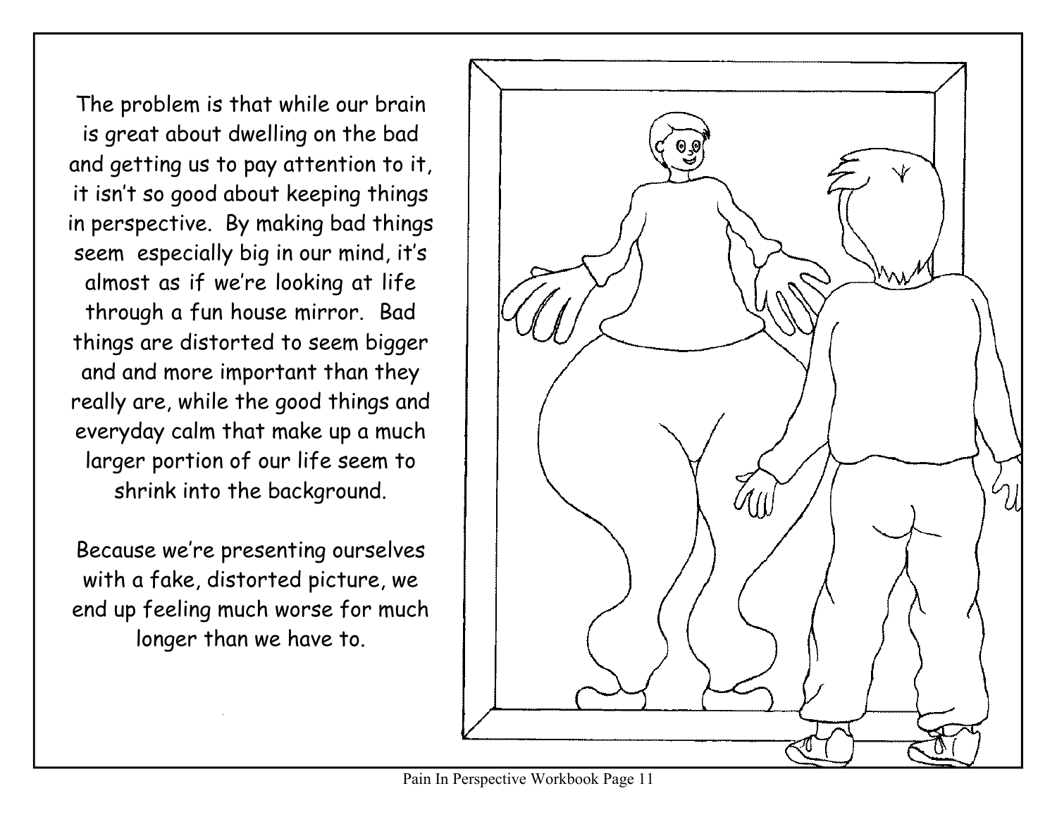The problem is that while our brain is great about dwelling on the bad and getting us to pay attention to it, it isn't so good about keeping things in perspective. By making bad things seem especially big in our mind, it's almost as if we're looking at life through a fun house mirror. Bad things are distorted to seem bigger and and more important than they really are, while the good things and everyday calm that make up a much larger portion of our life seem to shrink into the background.

Because we're presenting ourselves with a fake, distorted picture, we end up feeling much worse for much longer than we have to.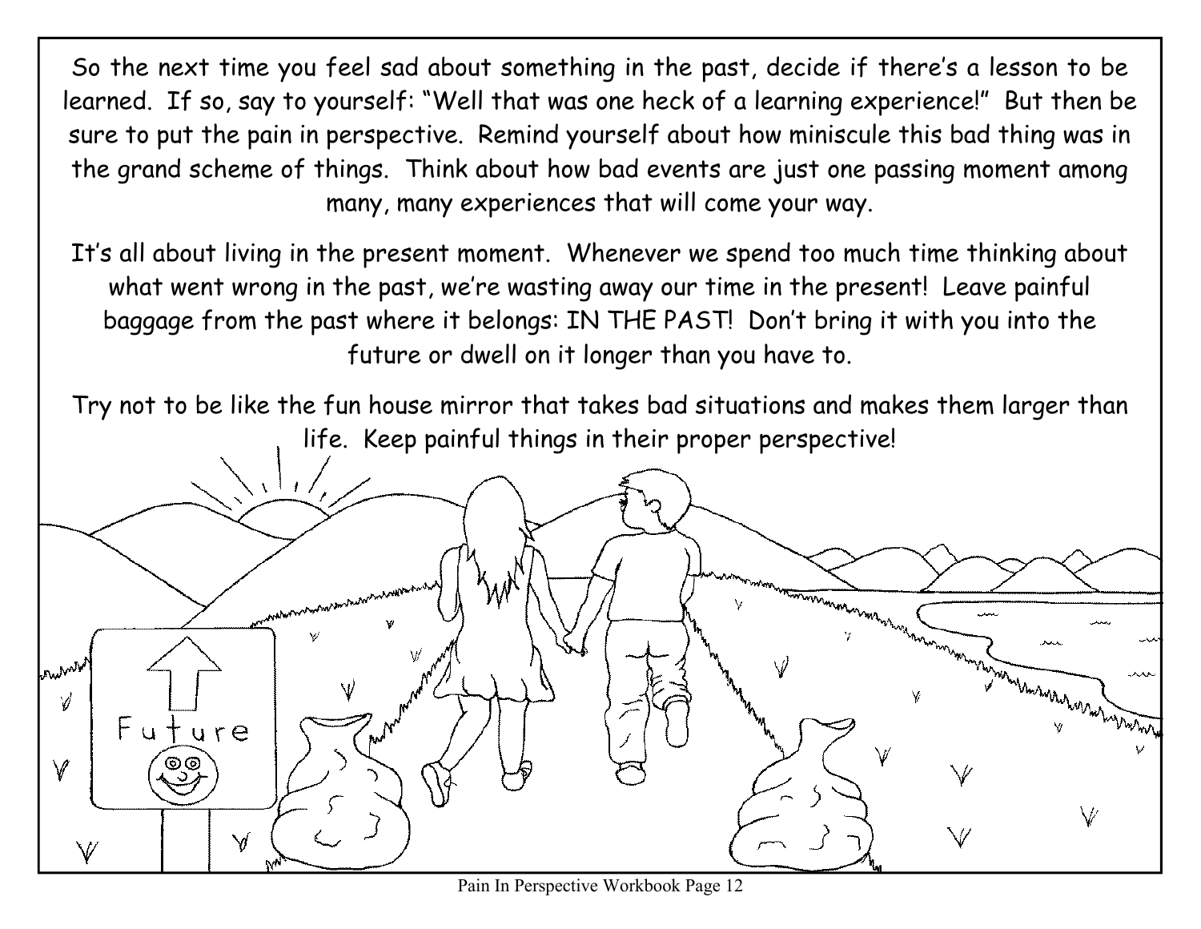So the next time you feel sad about something in the past, decide if there's a lesson to be learned. If so, say to yourself: "Well that was one heck of a learning experience!" But then be sure to put the pain in perspective. Remind yourself about how miniscule this bad thing was in the grand scheme of things. Think about how bad events are just one passing moment among many, many experiences that will come your way.

It's all about living in the present moment. Whenever we spend too much time thinking about what went wrong in the past, we're wasting away our time in the present! Leave painful baggage from the past where it belongs: IN THE PAST! Don't bring it with you into the future or dwell on it longer than you have to.

Try not to be like the fun house mirror that takes bad situations and makes them larger than life. Keep painful things in their proper perspective!

Future